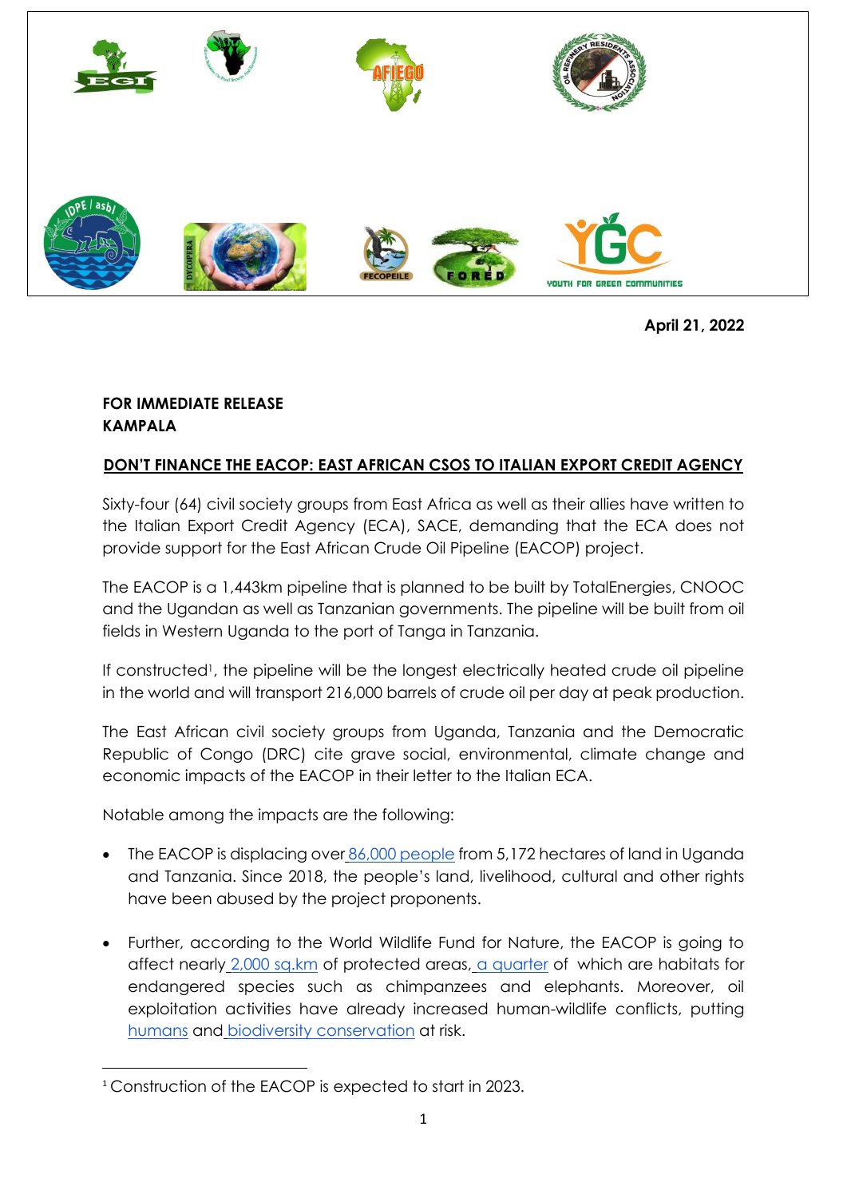April 21, 2022

**FOR IMMEDIATE RELEASE**
**KAMPALA**

## DON'T FINANCE THE EACOP: EAST AFRICAN CSOS TO ITALIAN EXPORT CREDIT AGENCY

Sixty-four (64) civil society groups from East Africa as well as their allies have written to the Italian Export Credit Agency (ECA), SACE, demanding that the ECA does not provide support for the East African Crude Oil Pipeline (EACOP) project.

The EACOP is a 1,443km pipeline that is planned to be built by TotalEnergies, CNOOC and the Ugandan as well as Tanzanian governments. The pipeline will be built from oil fields in Western Uganda to the port of Tanga in Tanzania.

If constructed[1], the pipeline will be the longest electrically heated crude oil pipeline in the world and will transport 216,000 barrels of crude oil per day at peak production.

The East African civil society groups from Uganda, Tanzania and the Democratic Republic of Congo (DRC) cite grave social, environmental, climate change and economic impacts of the EACOP in their letter to the Italian ECA.

Notable among the impacts are the following:

- The EACOP is displacing over 86,000 people from 5,172 hectares of land in Uganda and Tanzania. Since 2018, the people's land, livelihood, cultural and other rights have been abused by the project proponents.

- Further, according to the World Wildlife Fund for Nature, the EACOP is going to affect nearly 2,000 sq.km of protected areas, a quarter of which are habitats for endangered species such as chimpanzees and elephants. Moreover, oil exploitation activities have already increased human-wildlife conflicts, putting humans and biodiversity conservation at risk.

[1] Construction of the EACOP is expected to start in 2023.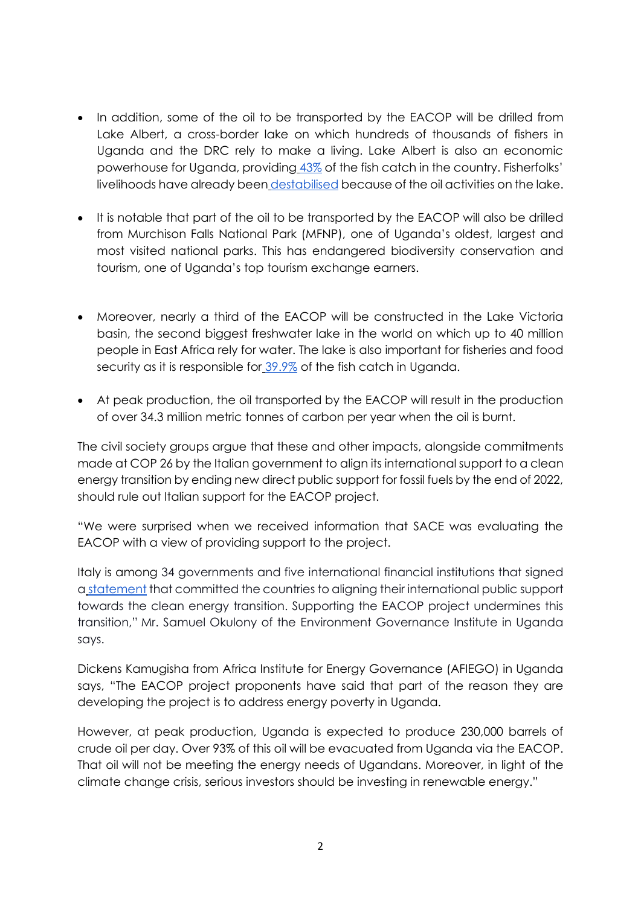- In addition, some of the oil to be transported by the EACOP will be drilled from Lake Albert, a cross-border lake on which hundreds of thousands of fishers in Uganda and the DRC rely to make a living. Lake Albert is also an economic powerhouse for Uganda, providing 43% of the fish catch in the country. Fisherfolks' livelihoods have already been destabilised because of the oil activities on the lake.

- It is notable that part of the oil to be transported by the EACOP will also be drilled from Murchison Falls National Park (MFNP), one of Uganda's oldest, largest and most visited national parks. This has endangered biodiversity conservation and tourism, one of Uganda's top tourism exchange earners.

- Moreover, nearly a third of the EACOP will be constructed in the Lake Victoria basin, the second biggest freshwater lake in the world on which up to 40 million people in East Africa rely for water. The lake is also important for fisheries and food security as it is responsible for 39.9% of the fish catch in Uganda.

- At peak production, the oil transported by the EACOP will result in the production of over 34.3 million metric tonnes of carbon per year when the oil is burnt.

The civil society groups argue that these and other impacts, alongside commitments made at COP 26 by the Italian government to align its international support to a clean energy transition by ending new direct public support for fossil fuels by the end of 2022, should rule out Italian support for the EACOP project.

"We were surprised when we received information that SACE was evaluating the EACOP with a view of providing support to the project.

Italy is among 34 governments and five international financial institutions that signed a statement that committed the countries to aligning their international public support towards the clean energy transition. Supporting the EACOP project undermines this transition," Mr. Samuel Okulony of the Environment Governance Institute in Uganda says.

Dickens Kamugisha from Africa Institute for Energy Governance (AFIEGO) in Uganda says, "The EACOP project proponents have said that part of the reason they are developing the project is to address energy poverty in Uganda.

However, at peak production, Uganda is expected to produce 230,000 barrels of crude oil per day. Over 93% of this oil will be evacuated from Uganda via the EACOP. That oil will not be meeting the energy needs of Ugandans. Moreover, in light of the climate change crisis, serious investors should be investing in renewable energy."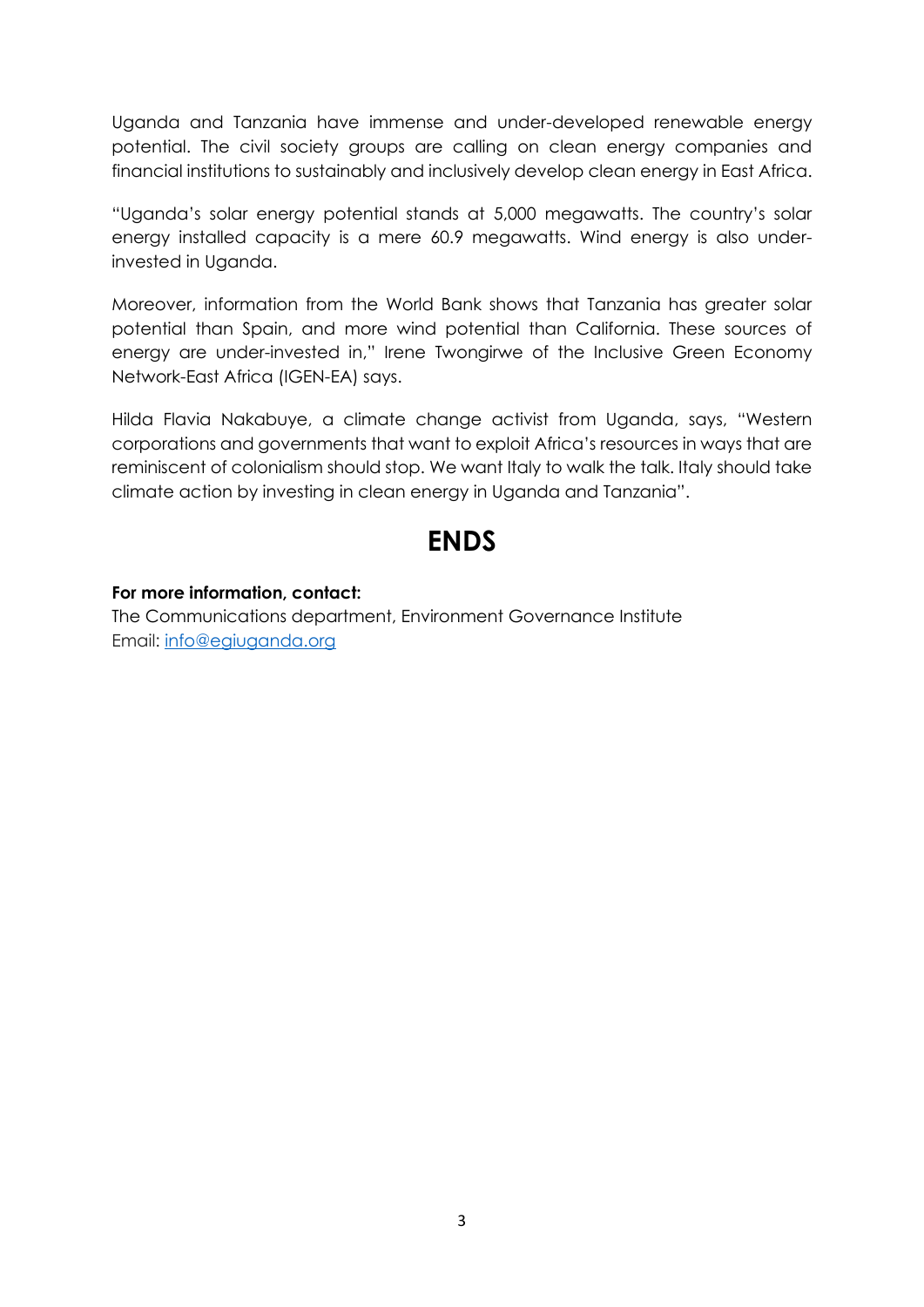Uganda and Tanzania have immense and under-developed renewable energy potential. The civil society groups are calling on clean energy companies and financial institutions to sustainably and inclusively develop clean energy in East Africa.

"Uganda's solar energy potential stands at 5,000 megawatts. The country's solar energy installed capacity is a mere 60.9 megawatts. Wind energy is also under-invested in Uganda.

Moreover, information from the World Bank shows that Tanzania has greater solar potential than Spain, and more wind potential than California. These sources of energy are under-invested in," Irene Twongirwe of the Inclusive Green Economy Network-East Africa (IGEN-EA) says.

Hilda Flavia Nakabuye, a climate change activist from Uganda, says, "Western corporations and governments that want to exploit Africa's resources in ways that are reminiscent of colonialism should stop. We want Italy to walk the talk. Italy should take climate action by investing in clean energy in Uganda and Tanzania".

## ENDS

**For more information, contact:**
The Communications department, Environment Governance Institute
Email: info@egiuganda.org